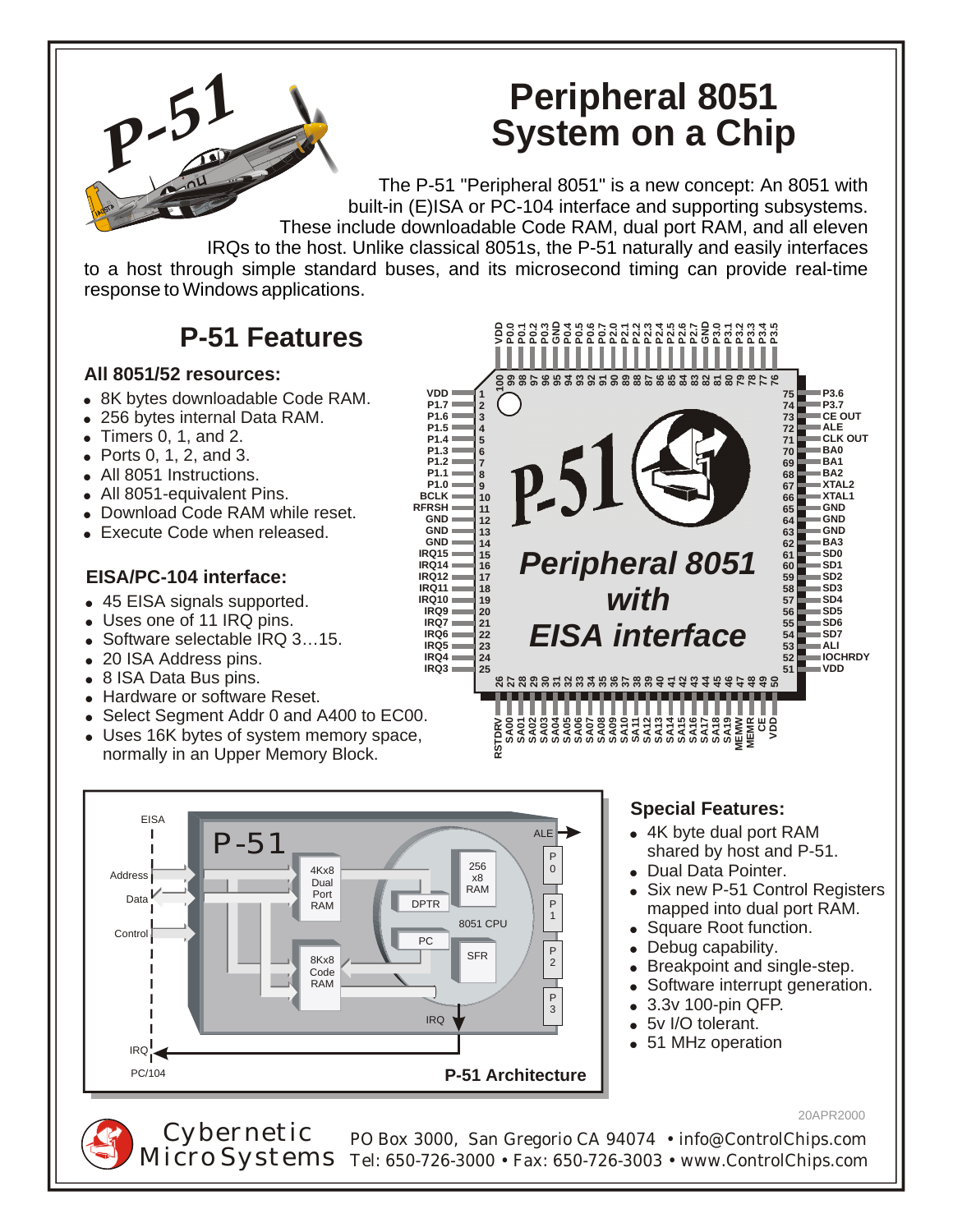# Peripheral 8051 System on a Chip

The P-51 "Peripheral 8051" is a new concept: An 8051 with built-in (E)ISA or PC-104 interface and supporting subsystems. These include downloadable Code RAM, dual port RAM, and all eleven IRQs to the host. Unlike classical 8051s, the P-51 naturally and easily interfaces to a host through simple standard buses, and its microsecond timing can provide real-time response to Windows applications.

## P-51 Features

### All 8051/52 resources:

- 8K bytes downloadable Code RAM.
- 256 bytes internal Data RAM.
- Timers 0, 1, and 2.
- Ports 0, 1, 2, and 3.
- All 8051 Instructions.
- All 8051-equivalent Pins.
- Download Code RAM while reset.
- Execute Code when released.

### EISA/PC-104 interface:

- 45 EISA signals supported.
- Uses one of 11 IRQ pins.
- Software selectable IRQ 3…15.
- 20 ISA Address pins.
- 8 ISA Data Bus pins.
- Hardware or software Reset.
- Select Segment Addr 0 and A400 to EC00.
- Uses 16K bytes of system memory space, normally in an Upper Memory Block.

P-51 Architecture

### Special Features:

- 4K byte dual port RAM shared by host and P-51.
- Dual Data Pointer.
- Six new P-51 Control Registers mapped into dual port RAM.
- Square Root function.
- Debug capability.
- Breakpoint and single-step.
- Software interrupt generation.
- 3.3v 100-pin QFP.
- 5v I/O tolerant.
- 51 MHz operation

20APR2000

Cybernetic Micro Systems

PO Box 3000, San Gregorio CA 94074 • info@ControlChips.com
Tel: 650-726-3000 • Fax: 650-726-3003 • www.ControlChips.com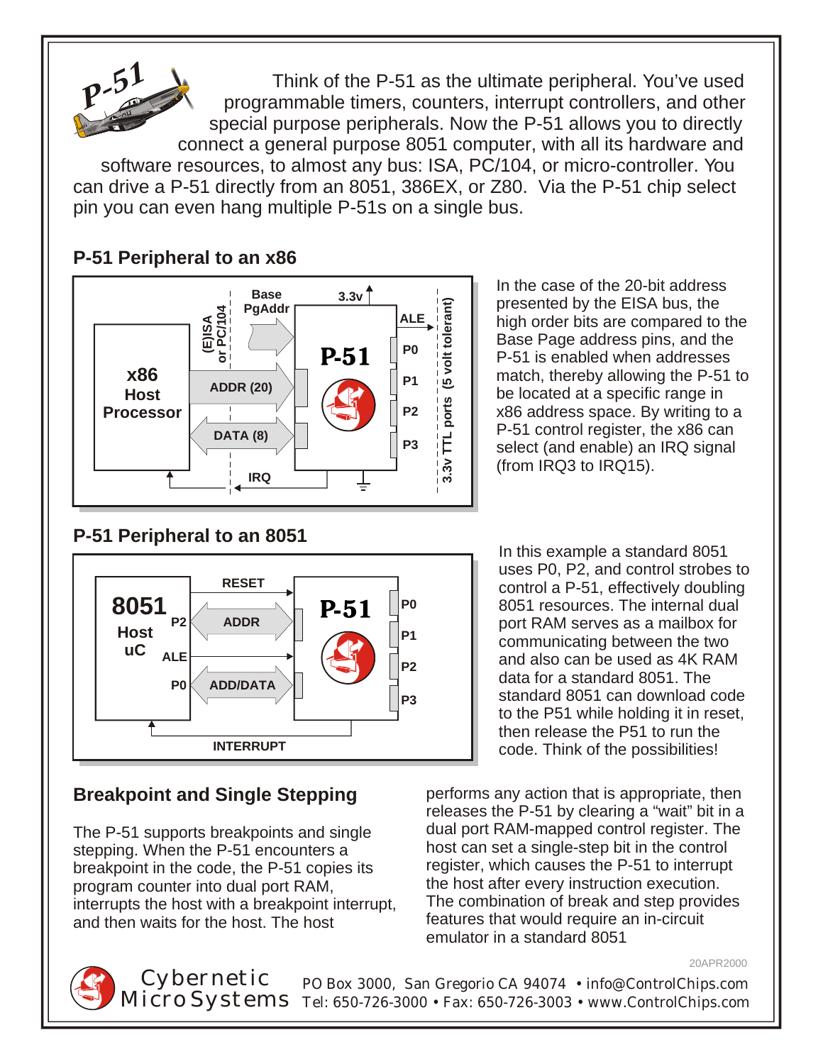Think of the P-51 as the ultimate peripheral. You've used programmable timers, counters, interrupt controllers, and other special purpose peripherals. Now the P-51 allows you to directly connect a general purpose 8051 computer, with all its hardware and software resources, to almost any bus: ISA, PC/104, or micro-controller. You can drive a P-51 directly from an 8051, 386EX, or Z80. Via the P-51 chip select pin you can even hang multiple P-51s on a single bus.

## P-51 Peripheral to an x86

In the case of the 20-bit address presented by the EISA bus, the high order bits are compared to the Base Page address pins, and the P-51 is enabled when addresses match, thereby allowing the P-51 to be located at a specific range in x86 address space. By writing to a P-51 control register, the x86 can select (and enable) an IRQ signal (from IRQ3 to IRQ15).

## P-51 Peripheral to an 8051

In this example a standard 8051 uses P0, P2, and control strobes to control a P-51, effectively doubling 8051 resources. The internal dual port RAM serves as a mailbox for communicating between the two and also can be used as 4K RAM data for a standard 8051. The standard 8051 can download code to the P51 while holding it in reset, then release the P51 to run the code. Think of the possibilities!

## Breakpoint and Single Stepping

The P-51 supports breakpoints and single stepping. When the P-51 encounters a breakpoint in the code, the P-51 copies its program counter into dual port RAM, interrupts the host with a breakpoint interrupt, and then waits for the host. The host performs any action that is appropriate, then releases the P-51 by clearing a "wait" bit in a dual port RAM-mapped control register. The host can set a single-step bit in the control register, which causes the P-51 to interrupt the host after every instruction execution. The combination of break and step provides features that would require an in-circuit emulator in a standard 8051

20APR2000

Cybernetic Micro Systems
PO Box 3000, San Gregorio CA 94074 • info@ControlChips.com
Tel: 650-726-3000 • Fax: 650-726-3003 • www.ControlChips.com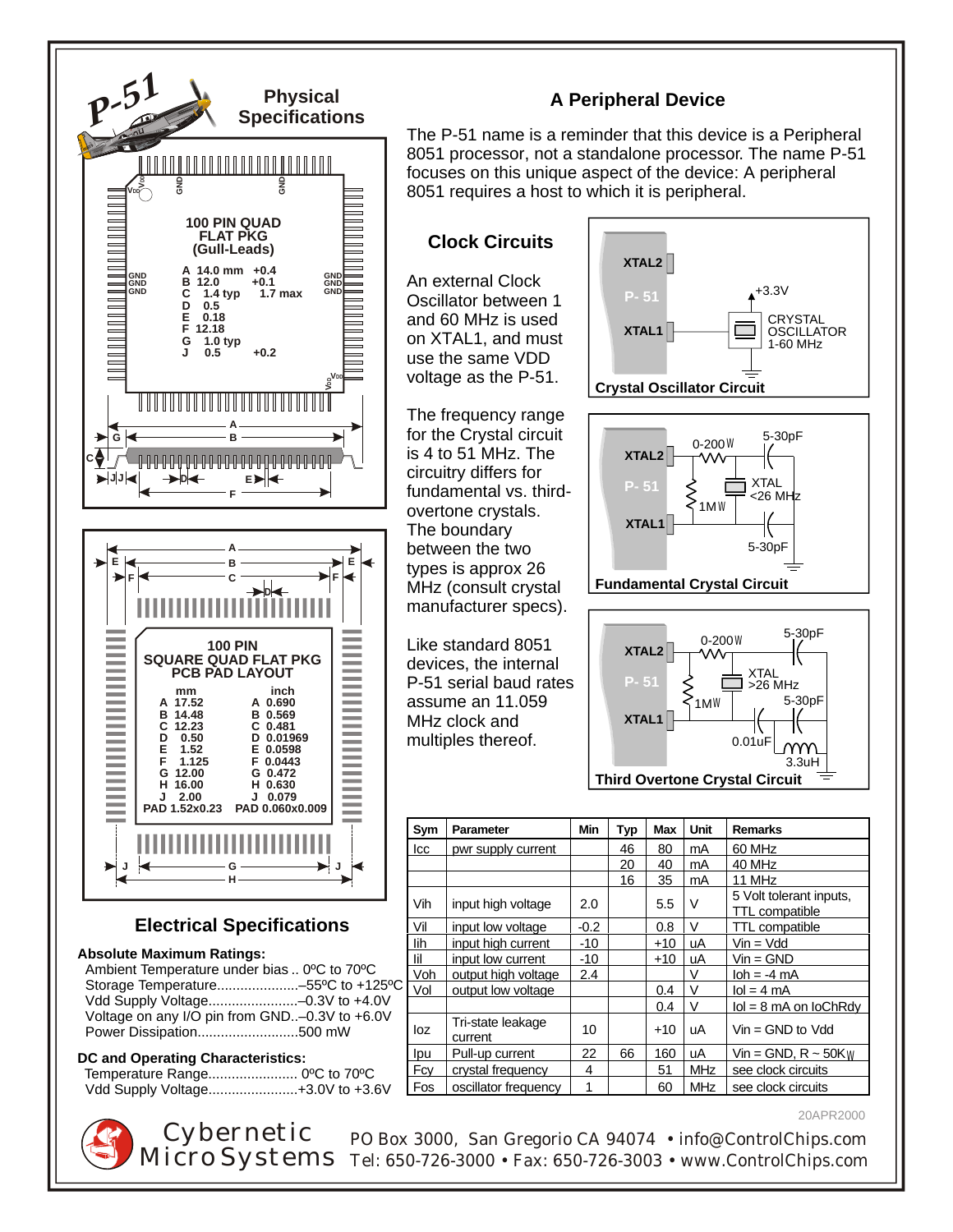## P-51 Physical Specifications

**100 PIN QUAD FLAT PKG (Gull-Leads)**

| | | | |
|---|---|---|---|
| A | 14.0 mm | +0.4 | |
| B | 12.0 | +0.1 | |
| C | 1.4 typ | | 1.7 max |
| D | 0.5 | | |
| E | 0.18 | | |
| F | 12.18 | | |
| G | 1.0 typ | | |
| J | 0.5 | +0.2 | |

**100 PIN SQUARE QUAD FLAT PKG PCB PAD LAYOUT**

| | mm | | inch |
|---|---|---|---|
| A | 17.52 | A | 0.690 |
| B | 14.48 | B | 0.569 |
| C | 12.23 | C | 0.481 |
| D | 0.50 | D | 0.01969 |
| E | 1.52 | E | 0.0598 |
| F | 1.125 | F | 0.0443 |
| G | 12.00 | G | 0.472 |
| H | 16.00 | H | 0.630 |
| J | 2.00 | J | 0.079 |
| PAD | 1.52x0.23 | PAD | 0.060x0.009 |

## Electrical Specifications

**Absolute Maximum Ratings:**

- Ambient Temperature under bias .. 0ºC to 70ºC
- Storage Temperature.....................–55ºC to +125ºC
- Vdd Supply Voltage.......................–0.3V to +4.0V
- Voltage on any I/O pin from GND..–0.3V to +6.0V
- Power Dissipation..........................500 mW

**DC and Operating Characteristics:**

- Temperature Range....................... 0ºC to 70ºC
- Vdd Supply Voltage.......................+3.0V to +3.6V

## A Peripheral Device

The P-51 name is a reminder that this device is a Peripheral 8051 processor, not a standalone processor. The name P-51 focuses on this unique aspect of the device: A peripheral 8051 requires a host to which it is peripheral.

## Clock Circuits

An external Clock Oscillator between 1 and 60 MHz is used on XTAL1, and must use the same VDD voltage as the P-51.

**Crystal Oscillator Circuit** (XTAL1 — CRYSTAL OSCILLATOR 1-60 MHz, +3.3V)

The frequency range for the Crystal circuit is 4 to 51 MHz. The circuitry differs for fundamental vs. third-overtone crystals. The boundary between the two types is approx 26 MHz (consult crystal manufacturer specs).

**Fundamental Crystal Circuit** (0-200Ω, 1MΩ, XTAL <26 MHz, 5-30pF, 5-30pF)

Like standard 8051 devices, the internal P-51 serial baud rates assume an 11.059 MHz clock and multiples thereof.

**Third Overtone Crystal Circuit** (0-200Ω, 1MΩ, XTAL >26 MHz, 5-30pF, 5-30pF, 0.01uF, 3.3uH)

| Sym | Parameter | Min | Typ | Max | Unit | Remarks |
|---|---|---|---|---|---|---|
| Icc | pwr supply current | | 46 | 80 | mA | 60 MHz |
| | | | 20 | 40 | mA | 40 MHz |
| | | | 16 | 35 | mA | 11 MHz |
| Vih | input high voltage | 2.0 | | 5.5 | V | 5 Volt tolerant inputs, TTL compatible |
| Vil | input low voltage | -0.2 | | 0.8 | V | TTL compatible |
| Iih | input high current | -10 | | +10 | uA | Vin = Vdd |
| Iil | input low current | -10 | | +10 | uA | Vin = GND |
| Voh | output high voltage | 2.4 | | | V | Ioh = -4 mA |
| Vol | output low voltage | | | 0.4 | V | Iol = 4 mA |
| | | | | 0.4 | V | Iol = 8 mA on IoChRdy |
| Ioz | Tri-state leakage current | 10 | | +10 | uA | Vin = GND to Vdd |
| Ipu | Pull-up current | 22 | 66 | 160 | uA | Vin = GND, R ~ 50KΩ |
| Fcy | crystal frequency | 4 | | 51 | MHz | see clock circuits |
| Fos | oscillator frequency | 1 | | 60 | MHz | see clock circuits |

20APR2000

Cybernetic Micro Systems — PO Box 3000, San Gregorio CA 94074 • info@ControlChips.com — Tel: 650-726-3000 • Fax: 650-726-3003 • www.ControlChips.com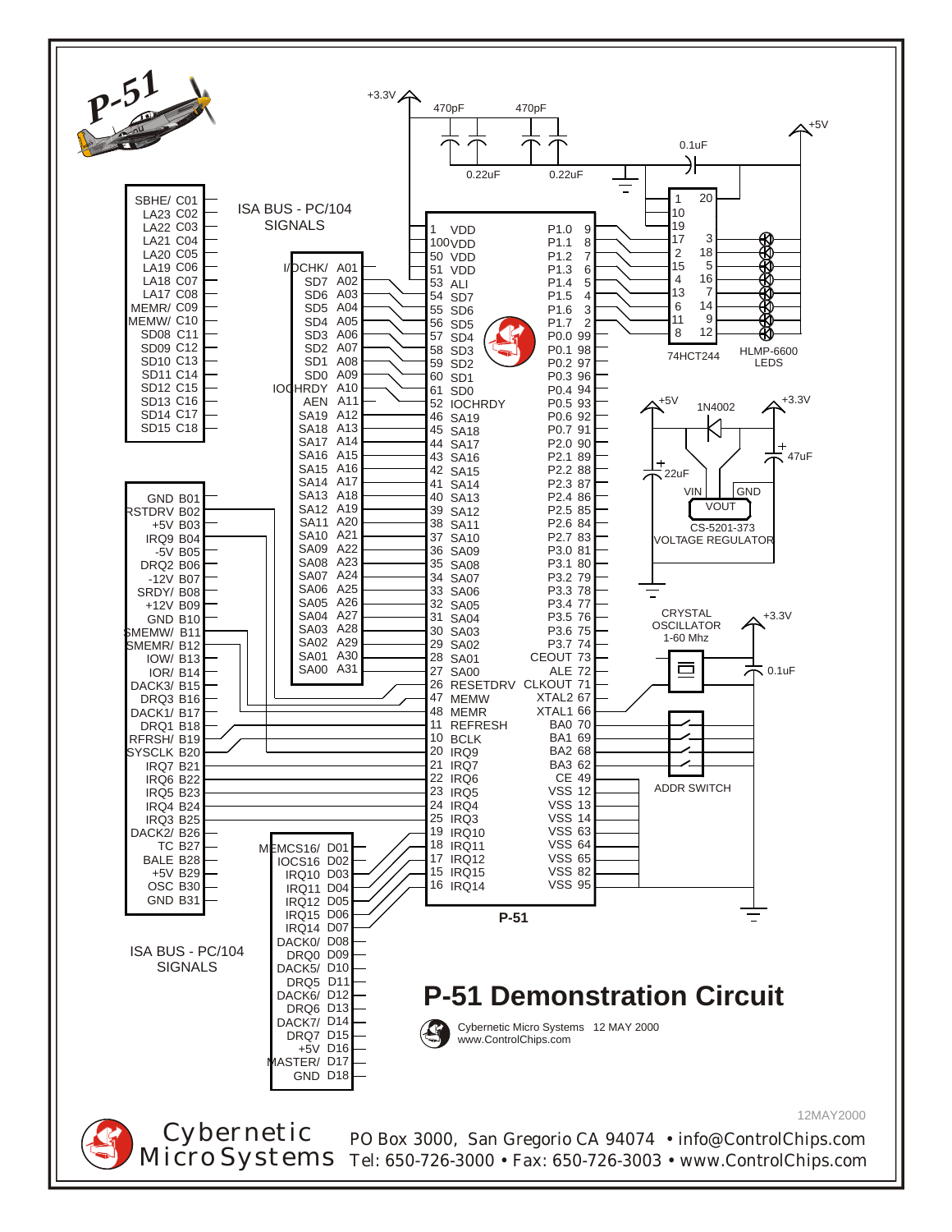P-51

ISA BUS - PC/104 SIGNALS

SBHE/ C01
LA23 C02
LA22 C03
LA21 C04
LA20 C05
LA19 C06
LA18 C07
LA17 C08
MEMR/ C09
MEMW/ C10
SD08 C11
SD09 C12
SD10 C13
SD11 C14
SD12 C15
SD13 C16
SD14 C17
SD15 C18

I/OCHK/ A01
SD7 A02
SD6 A03
SD5 A04
SD4 A05
SD3 A06
SD2 A07
SD1 A08
SD0 A09
IOCHRDY A10
AEN A11
SA19 A12
SA18 A13
SA17 A14
SA16 A15
SA15 A16
SA14 A17
SA13 A18
SA12 A19
SA11 A20
SA10 A21
SA09 A22
SA08 A23
SA07 A24
SA06 A25
SA05 A26
SA04 A27
SA03 A28
SA02 A29
SA01 A30
SA00 A31

GND B01
RSTDRV B02
+5V B03
IRQ9 B04
-5V B05
DRQ2 B06
-12V B07
SRDY/ B08
+12V B09
GND B10
SMEMW/ B11
SMEMR/ B12
IOW/ B13
IOR/ B14
DACK3/ B15
DRQ3 B16
DACK1/ B17
DRQ1 B18
RFRSH/ B19
SYSCLK B20
IRQ7 B21
IRQ6 B22
IRQ5 B23
IRQ4 B24
IRQ3 B25
DACK2/ B26
TC B27
BALE B28
+5V B29
OSC B30
GND B31

MEMCS16/ D01
IOCS16 D02
IRQ10 D03
IRQ11 D04
IRQ12 D05
IRQ15 D06
IRQ14 D07
DACK0/ D08
DRQ0 D09
DACK5/ D10
DRQ5 D11
DACK6/ D12
DRQ6 D13
DACK7/ D14
DRQ7 D15
+5V D16
MASTER/ D17
GND D18

ISA BUS - PC/104 SIGNALS

+3.3V
470pF 470pF
0.22uF 0.22uF

P-51

1 VDD
100 VDD
50 VDD
51 VDD
53 ALI
54 SD7
55 SD6
56 SD5
57 SD4
58 SD3
59 SD2
60 SD1
61 SD0
52 IOCHRDY
46 SA19
45 SA18
44 SA17
43 SA16
42 SA15
41 SA14
40 SA13
39 SA12
38 SA11
37 SA10
36 SA09
35 SA08
34 SA07
33 SA06
32 SA05
31 SA04
30 SA03
29 SA02
28 SA01
27 SA00
26 RESETDRV
47 MEMW
48 MEMR
11 REFRESH
10 BCLK
20 IRQ9
21 IRQ7
22 IRQ6
23 IRQ5
24 IRQ4
25 IRQ3
19 IRQ10
18 IRQ11
17 IRQ12
15 IRQ15
16 IRQ14

P1.0 9
P1.1 8
P1.2 7
P1.3 6
P1.4 5
P1.5 4
P1.6 3
P1.7 2
P0.0 99
P0.1 98
P0.2 97
P0.3 96
P0.4 94
P0.5 93
P0.6 92
P0.7 91
P2.0 90
P2.1 89
P2.2 88
P2.3 87
P2.4 86
P2.5 85
P2.6 84
P2.7 83
P3.0 81
P3.1 80
P3.2 79
P3.3 78
P3.4 77
P3.5 76
P3.6 75
P3.7 74
CEOUT 73
ALE 72
CLKOUT 71
XTAL2 67
XTAL1 66
BA0 70
BA1 69
BA2 68
BA3 62
CE 49
VSS 12
VSS 13
VSS 14
VSS 63
VSS 64
VSS 65
VSS 82
VSS 95

+5V
0.1uF
74HCT244
HLMP-6600 LEDS

+5V 1N4002 +3.3V
22uF 47uF
VIN VOUT GND
CS-5201-373 VOLTAGE REGULATOR

CRYSTAL OSCILLATOR 1-60 Mhz
+3.3V
0.1uF

ADDR SWITCH

# P-51 Demonstration Circuit

Cybernetic Micro Systems 12 MAY 2000
www.ControlChips.com

12MAY2000

Cybernetic Micro Systems
PO Box 3000, San Gregorio CA 94074 • info@ControlChips.com
Tel: 650-726-3000 • Fax: 650-726-3003 • www.ControlChips.com